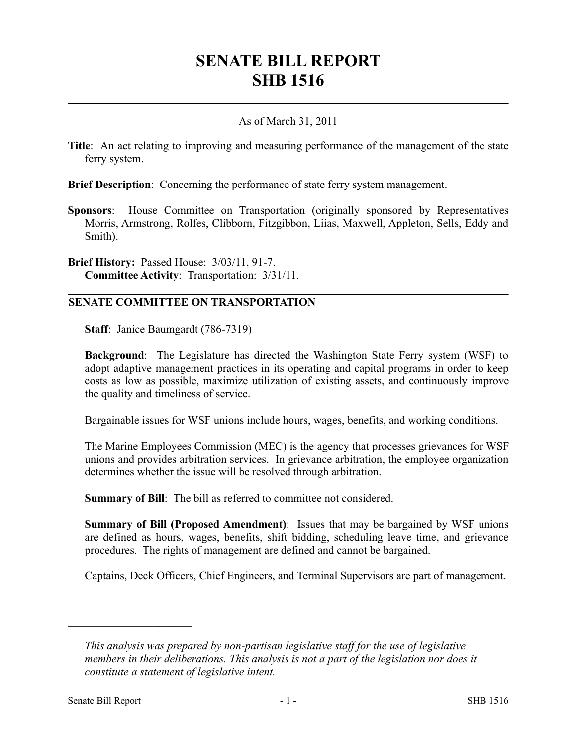# SENATE BILL REPORT
# SHB 1516

As of March 31, 2011

**Title**: An act relating to improving and measuring performance of the management of the state ferry system.

**Brief Description**: Concerning the performance of state ferry system management.

**Sponsors**: House Committee on Transportation (originally sponsored by Representatives Morris, Armstrong, Rolfes, Clibborn, Fitzgibbon, Liias, Maxwell, Appleton, Sells, Eddy and Smith).

**Brief History:** Passed House: 3/03/11, 91-7.
**Committee Activity**: Transportation: 3/31/11.

## SENATE COMMITTEE ON TRANSPORTATION

**Staff**: Janice Baumgardt (786-7319)

**Background**: The Legislature has directed the Washington State Ferry system (WSF) to adopt adaptive management practices in its operating and capital programs in order to keep costs as low as possible, maximize utilization of existing assets, and continuously improve the quality and timeliness of service.

Bargainable issues for WSF unions include hours, wages, benefits, and working conditions.

The Marine Employees Commission (MEC) is the agency that processes grievances for WSF unions and provides arbitration services. In grievance arbitration, the employee organization determines whether the issue will be resolved through arbitration.

**Summary of Bill**: The bill as referred to committee not considered.

**Summary of Bill (Proposed Amendment)**: Issues that may be bargained by WSF unions are defined as hours, wages, benefits, shift bidding, scheduling leave time, and grievance procedures. The rights of management are defined and cannot be bargained.

Captains, Deck Officers, Chief Engineers, and Terminal Supervisors are part of management.

---

*This analysis was prepared by non-partisan legislative staff for the use of legislative members in their deliberations. This analysis is not a part of the legislation nor does it constitute a statement of legislative intent.*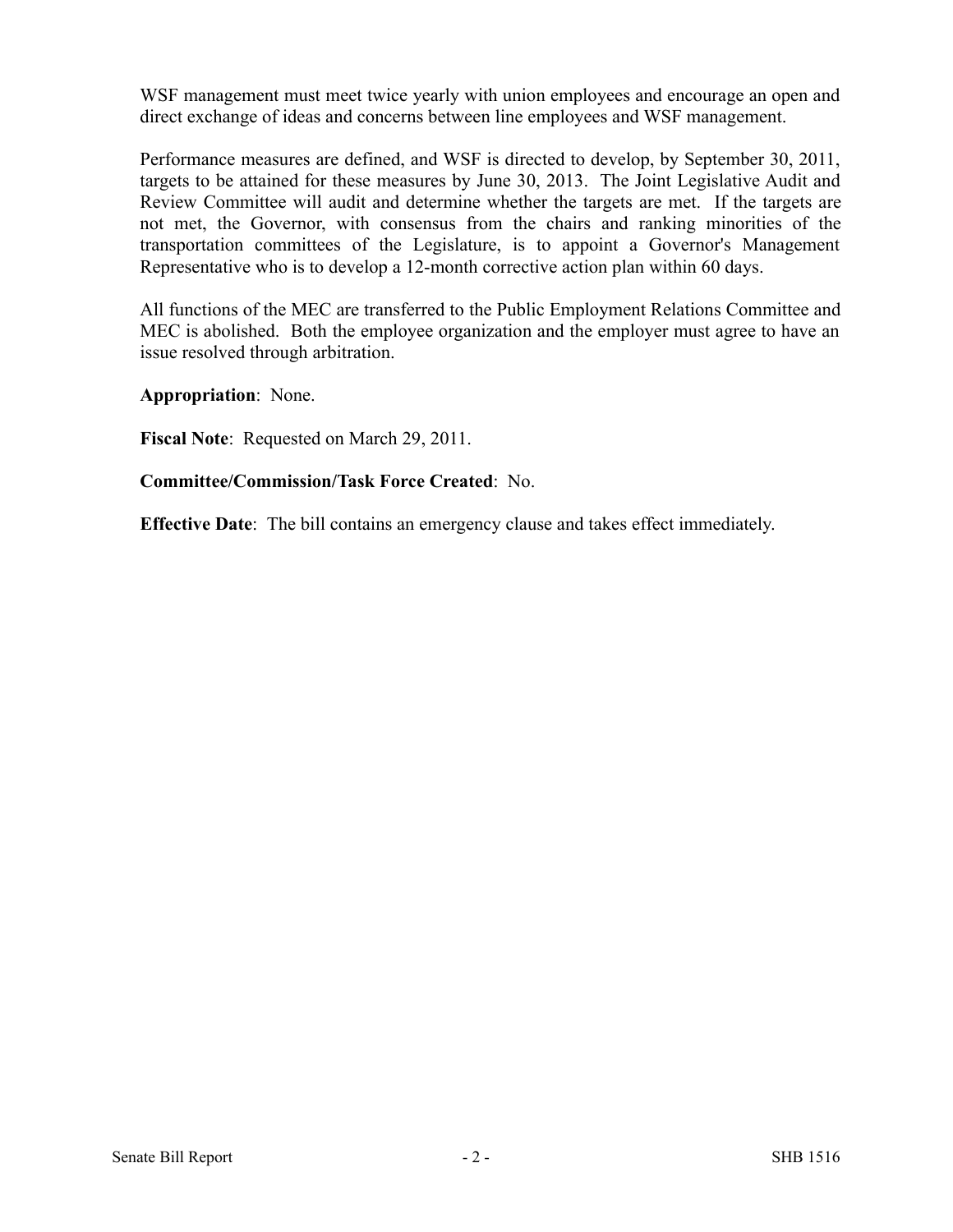WSF management must meet twice yearly with union employees and encourage an open and direct exchange of ideas and concerns between line employees and WSF management.

Performance measures are defined, and WSF is directed to develop, by September 30, 2011, targets to be attained for these measures by June 30, 2013. The Joint Legislative Audit and Review Committee will audit and determine whether the targets are met. If the targets are not met, the Governor, with consensus from the chairs and ranking minorities of the transportation committees of the Legislature, is to appoint a Governor's Management Representative who is to develop a 12-month corrective action plan within 60 days.

All functions of the MEC are transferred to the Public Employment Relations Committee and MEC is abolished. Both the employee organization and the employer must agree to have an issue resolved through arbitration.

**Appropriation**: None.

**Fiscal Note**: Requested on March 29, 2011.

**Committee/Commission/Task Force Created**: No.

**Effective Date**: The bill contains an emergency clause and takes effect immediately.